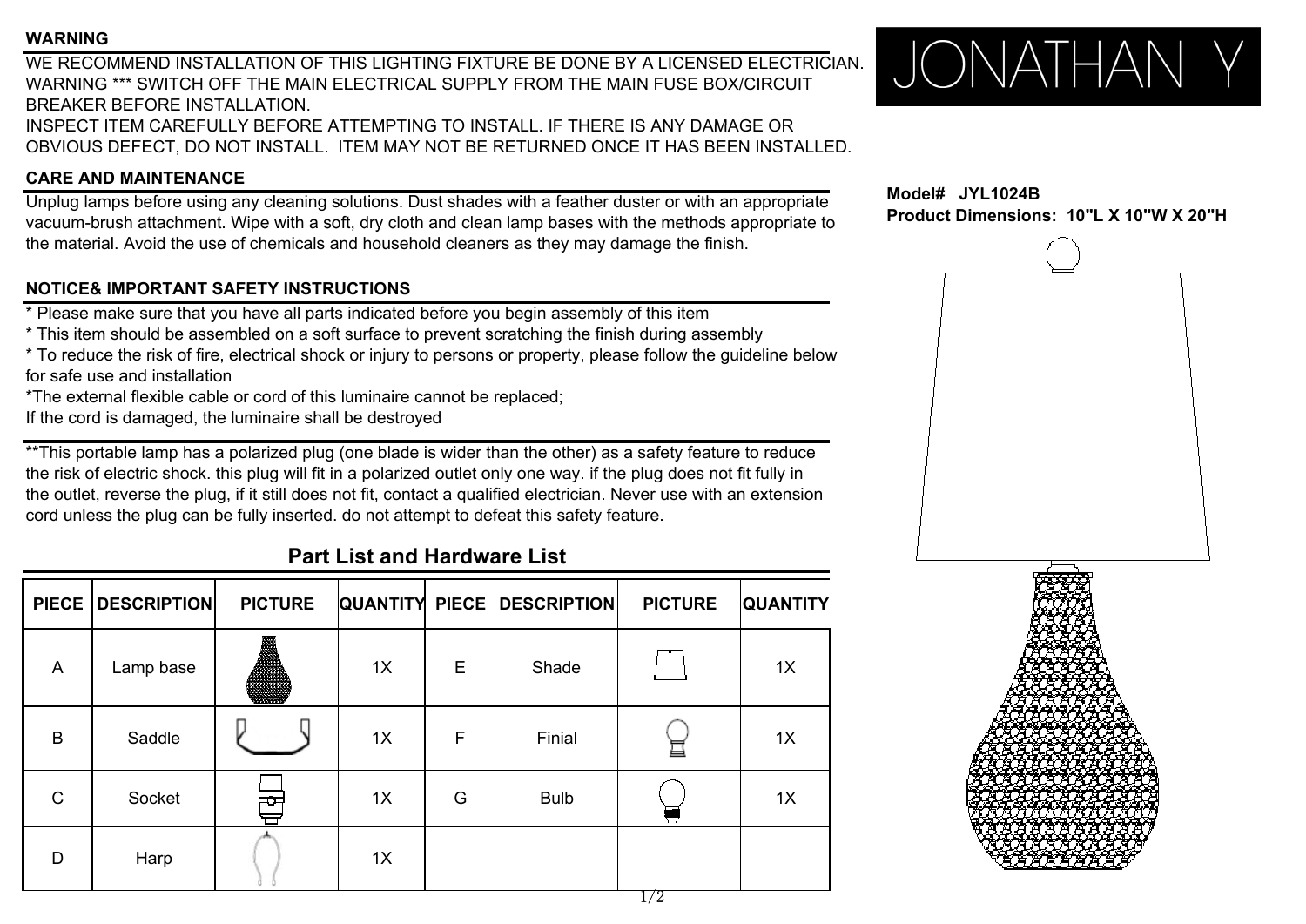## WARNING

WE RECOMMEND INSTALLATION OF THIS LIGHTING FIXTURE BE DONE BY A LICENSED ELECTRICIAN.
WARNING *** SWITCH OFF THE MAIN ELECTRICAL SUPPLY FROM THE MAIN FUSE BOX/CIRCUIT BREAKER BEFORE INSTALLATION.
INSPECT ITEM CAREFULLY BEFORE ATTEMPTING TO INSTALL. IF THERE IS ANY DAMAGE OR OBVIOUS DEFECT, DO NOT INSTALL. ITEM MAY NOT BE RETURNED ONCE IT HAS BEEN INSTALLED.

JONATHAN Y

## CARE AND MAINTENANCE

Unplug lamps before using any cleaning solutions. Dust shades with a feather duster or with an appropriate vacuum-brush attachment. Wipe with a soft, dry cloth and clean lamp bases with the methods appropriate to the material. Avoid the use of chemicals and household cleaners as they may damage the finish.

**Model# JYL1024B**
**Product Dimensions: 10"L X 10"W X 20"H**

## NOTICE& IMPORTANT SAFETY INSTRUCTIONS

* Please make sure that you have all parts indicated before you begin assembly of this item
* This item should be assembled on a soft surface to prevent scratching the finish during assembly
* To reduce the risk of fire, electrical shock or injury to persons or property, please follow the guideline below for safe use and installation
*The external flexible cable or cord of this luminaire cannot be replaced;
If the cord is damaged, the luminaire shall be destroyed

**This portable lamp has a polarized plug (one blade is wider than the other) as a safety feature to reduce the risk of electric shock. this plug will fit in a polarized outlet only one way. if the plug does not fit fully in the outlet, reverse the plug, if it still does not fit, contact a qualified electrician. Never use with an extension cord unless the plug can be fully inserted. do not attempt to defeat this safety feature.

## Part List and Hardware List

| PIECE | DESCRIPTION | PICTURE | QUANTITY | PIECE | DESCRIPTION | PICTURE | QUANTITY |
|---|---|---|---|---|---|---|---|
| A | Lamp base | | 1X | E | Shade | | 1X |
| B | Saddle | | 1X | F | Finial | | 1X |
| C | Socket | | 1X | G | Bulb | | 1X |
| D | Harp | | 1X | | | | |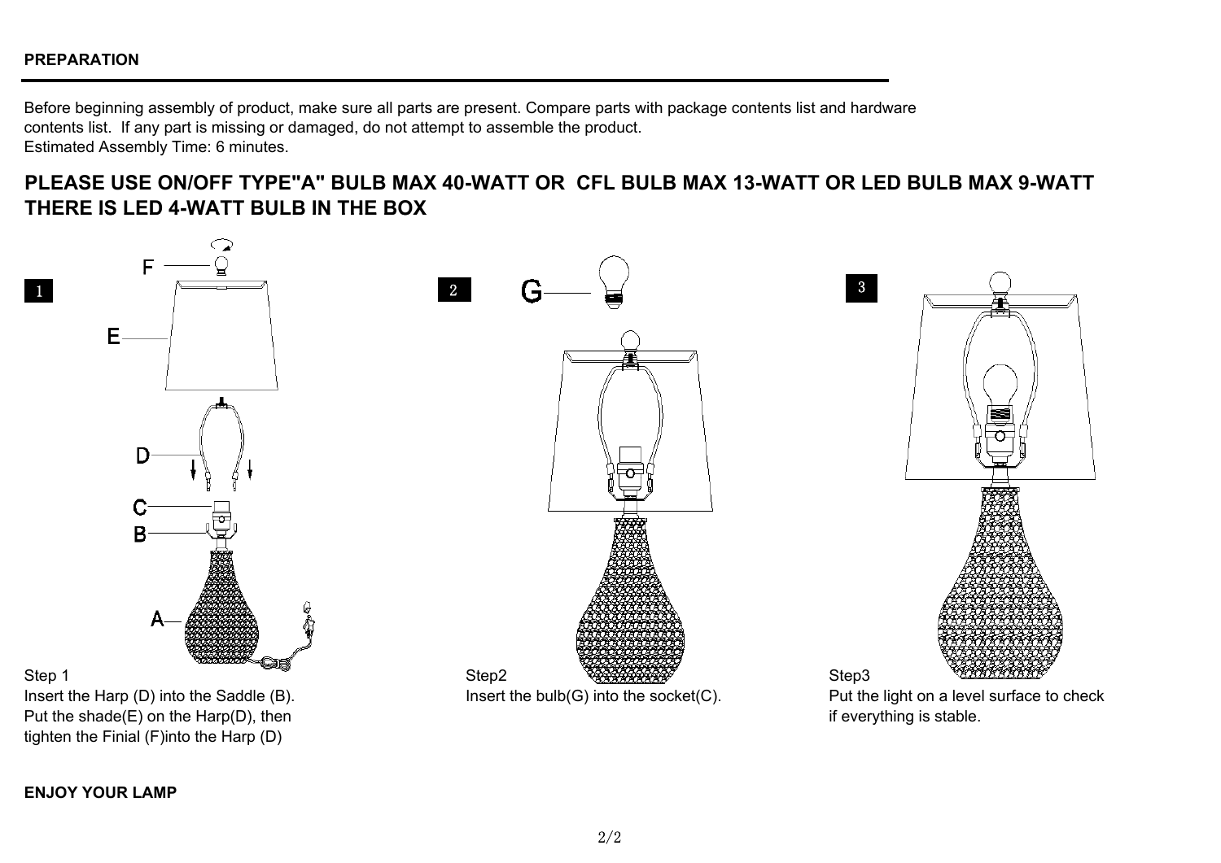**PREPARATION**

Before beginning assembly of product, make sure all parts are present. Compare parts with package contents list and hardware contents list. If any part is missing or damaged, do not attempt to assemble the product.
Estimated Assembly Time: 6 minutes.

## PLEASE USE ON/OFF TYPE"A" BULB MAX 40-WATT OR CFL BULB MAX 13-WATT OR LED BULB MAX 9-WATT THERE IS LED 4-WATT BULB IN THE BOX

1

F

E

D

C

B

A

Step 1
Insert the Harp (D) into the Saddle (B).
Put the shade(E) on the Harp(D), then
tighten the Finial (F)into the Harp (D)

2

G

Step2
Insert the bulb(G) into the socket(C).

3

Step3
Put the light on a level surface to check
if everything is stable.

**ENJOY YOUR LAMP**